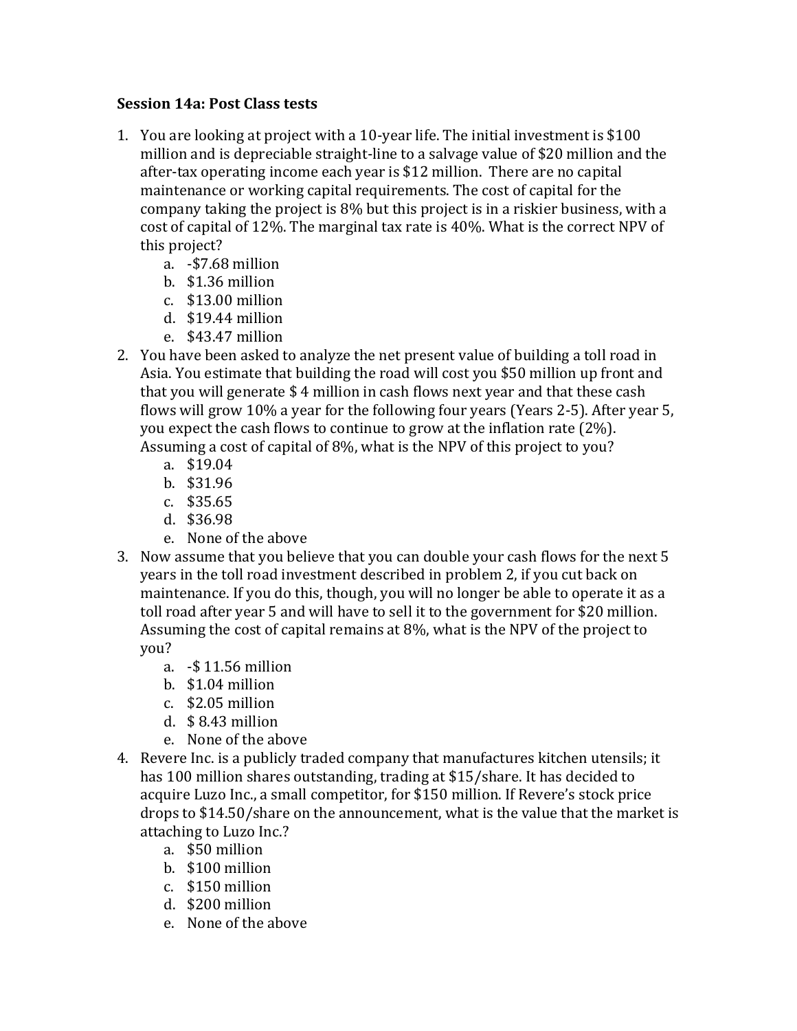**Session 14a: Post Class tests**

1. You are looking at project with a 10-year life. The initial investment is $100 million and is depreciable straight-line to a salvage value of $20 million and the after-tax operating income each year is $12 million. There are no capital maintenance or working capital requirements. The cost of capital for the company taking the project is 8% but this project is in a riskier business, with a cost of capital of 12%. The marginal tax rate is 40%. What is the correct NPV of this project?
   a. -$7.68 million
   b. $1.36 million
   c. $13.00 million
   d. $19.44 million
   e. $43.47 million
2. You have been asked to analyze the net present value of building a toll road in Asia. You estimate that building the road will cost you $50 million up front and that you will generate $ 4 million in cash flows next year and that these cash flows will grow 10% a year for the following four years (Years 2-5). After year 5, you expect the cash flows to continue to grow at the inflation rate (2%). Assuming a cost of capital of 8%, what is the NPV of this project to you?
   a. $19.04
   b. $31.96
   c. $35.65
   d. $36.98
   e. None of the above
3. Now assume that you believe that you can double your cash flows for the next 5 years in the toll road investment described in problem 2, if you cut back on maintenance. If you do this, though, you will no longer be able to operate it as a toll road after year 5 and will have to sell it to the government for $20 million. Assuming the cost of capital remains at 8%, what is the NPV of the project to you?
   a. -$ 11.56 million
   b. $1.04 million
   c. $2.05 million
   d. $ 8.43 million
   e. None of the above
4. Revere Inc. is a publicly traded company that manufactures kitchen utensils; it has 100 million shares outstanding, trading at $15/share. It has decided to acquire Luzo Inc., a small competitor, for $150 million. If Revere's stock price drops to $14.50/share on the announcement, what is the value that the market is attaching to Luzo Inc.?
   a. $50 million
   b. $100 million
   c. $150 million
   d. $200 million
   e. None of the above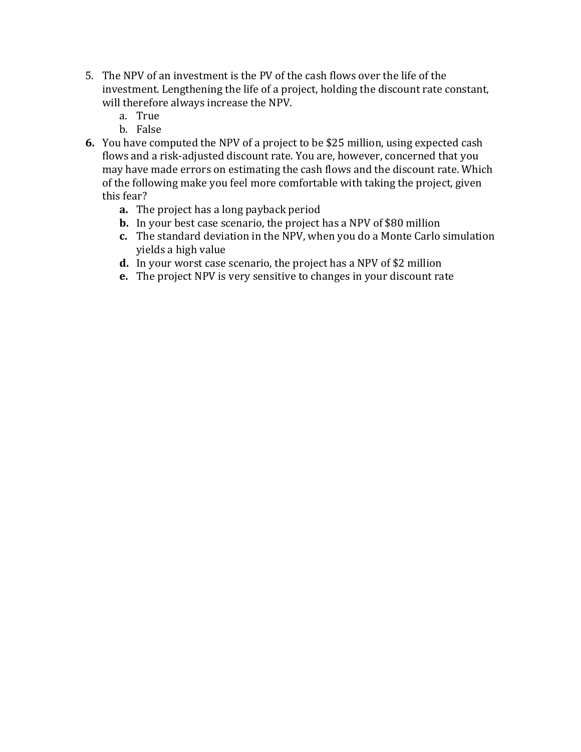5. The NPV of an investment is the PV of the cash flows over the life of the investment. Lengthening the life of a project, holding the discount rate constant, will therefore always increase the NPV.
   a. True
   b. False
6. You have computed the NPV of a project to be $25 million, using expected cash flows and a risk-adjusted discount rate. You are, however, concerned that you may have made errors on estimating the cash flows and the discount rate. Which of the following make you feel more comfortable with taking the project, given this fear?
   a. The project has a long payback period
   b. In your best case scenario, the project has a NPV of $80 million
   c. The standard deviation in the NPV, when you do a Monte Carlo simulation yields a high value
   d. In your worst case scenario, the project has a NPV of $2 million
   e. The project NPV is very sensitive to changes in your discount rate